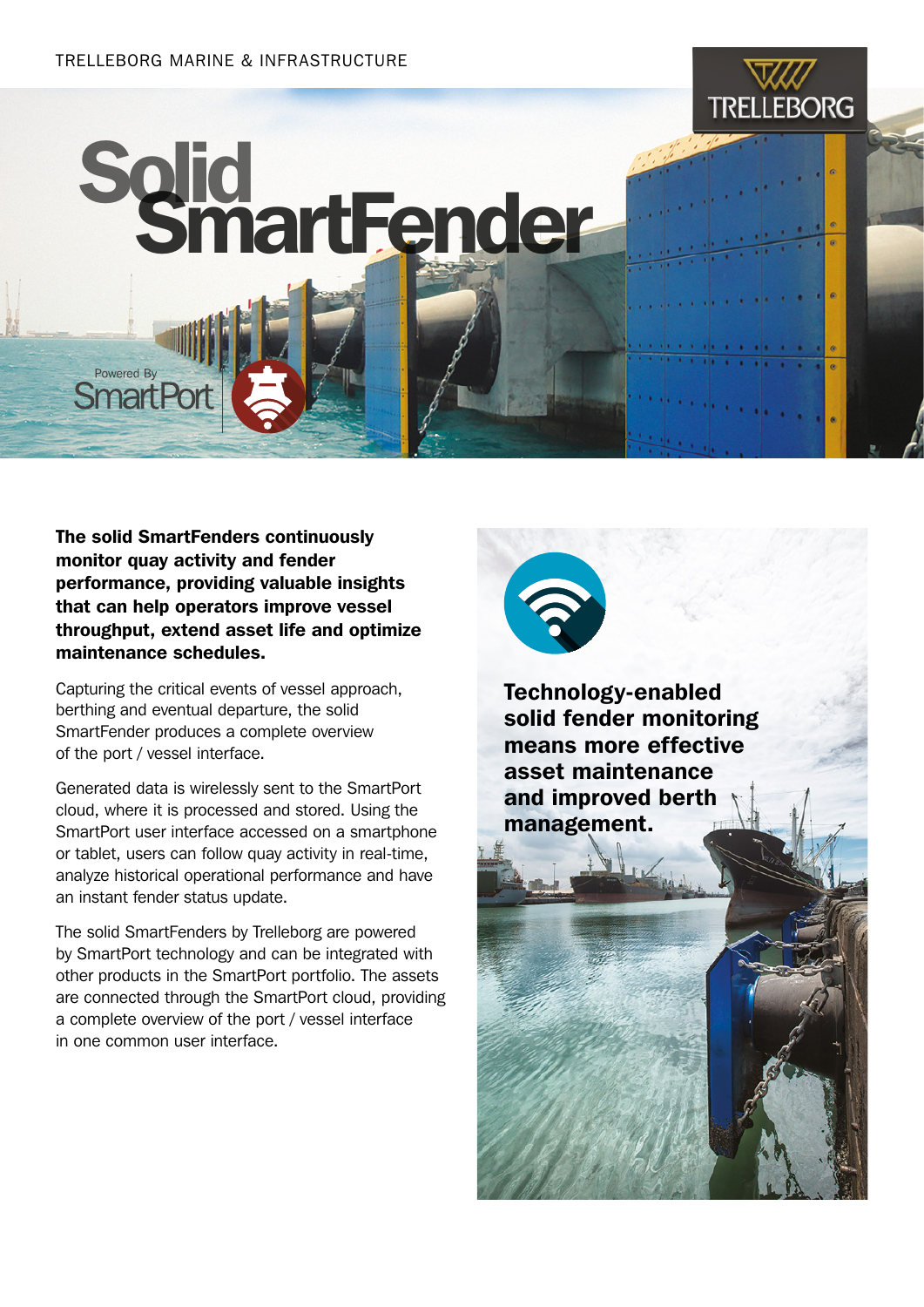TRELLEBORG MARINE & INFRASTRUCTURE

# Solid SmartFender

Powered By SmartPort

**The solid SmartFenders continuously monitor quay activity and fender performance, providing valuable insights that can help operators improve vessel throughput, extend asset life and optimize maintenance schedules.**

Capturing the critical events of vessel approach, berthing and eventual departure, the solid SmartFender produces a complete overview of the port / vessel interface.

Generated data is wirelessly sent to the SmartPort cloud, where it is processed and stored. Using the SmartPort user interface accessed on a smartphone or tablet, users can follow quay activity in real-time, analyze historical operational performance and have an instant fender status update.

The solid SmartFenders by Trelleborg are powered by SmartPort technology and can be integrated with other products in the SmartPort portfolio. The assets are connected through the SmartPort cloud, providing a complete overview of the port / vessel interface in one common user interface.

**Technology-enabled solid fender monitoring means more effective asset maintenance and improved berth management.**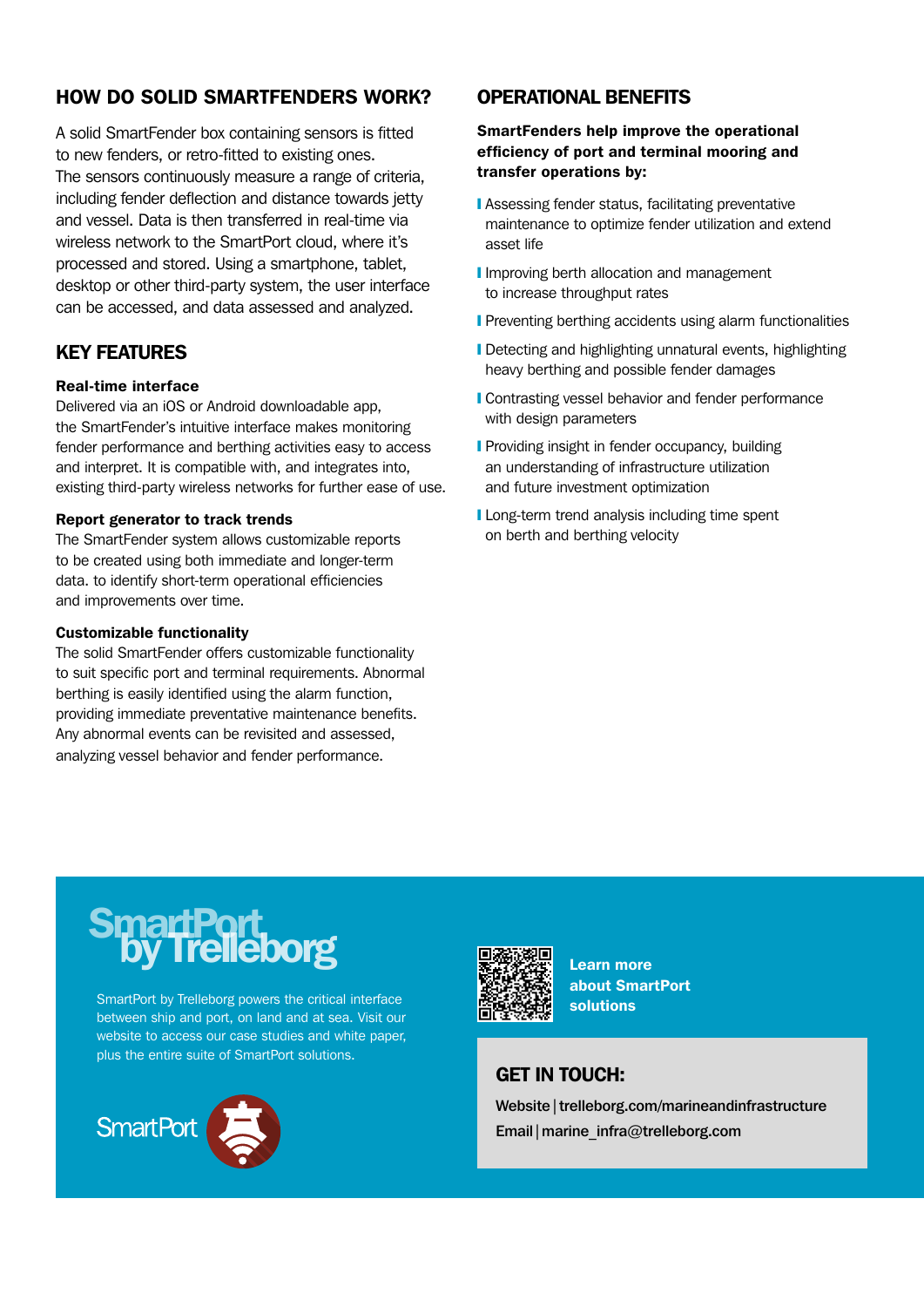## HOW DO SOLID SMARTFENDERS WORK?

A solid SmartFender box containing sensors is fitted to new fenders, or retro-fitted to existing ones. The sensors continuously measure a range of criteria, including fender deflection and distance towards jetty and vessel. Data is then transferred in real-time via wireless network to the SmartPort cloud, where it's processed and stored. Using a smartphone, tablet, desktop or other third-party system, the user interface can be accessed, and data assessed and analyzed.

## KEY FEATURES

**Real-time interface**
Delivered via an iOS or Android downloadable app, the SmartFender's intuitive interface makes monitoring fender performance and berthing activities easy to access and interpret. It is compatible with, and integrates into, existing third-party wireless networks for further ease of use.

**Report generator to track trends**
The SmartFender system allows customizable reports to be created using both immediate and longer-term data. to identify short-term operational efficiencies and improvements over time.

**Customizable functionality**
The solid SmartFender offers customizable functionality to suit specific port and terminal requirements. Abnormal berthing is easily identified using the alarm function, providing immediate preventative maintenance benefits. Any abnormal events can be revisited and assessed, analyzing vessel behavior and fender performance.

## OPERATIONAL BENEFITS

**SmartFenders help improve the operational efficiency of port and terminal mooring and transfer operations by:**

- Assessing fender status, facilitating preventative maintenance to optimize fender utilization and extend asset life
- Improving berth allocation and management to increase throughput rates
- Preventing berthing accidents using alarm functionalities
- Detecting and highlighting unnatural events, highlighting heavy berthing and possible fender damages
- Contrasting vessel behavior and fender performance with design parameters
- Providing insight in fender occupancy, building an understanding of infrastructure utilization and future investment optimization
- Long-term trend analysis including time spent on berth and berthing velocity

SmartPort by Trelleborg

SmartPort by Trelleborg powers the critical interface between ship and port, on land and at sea. Visit our website to access our case studies and white paper, plus the entire suite of SmartPort solutions.

SmartPort

**Learn more about SmartPort solutions**

## GET IN TOUCH:

Website | trelleborg.com/marineandinfrastructure
Email | marine_infra@trelleborg.com